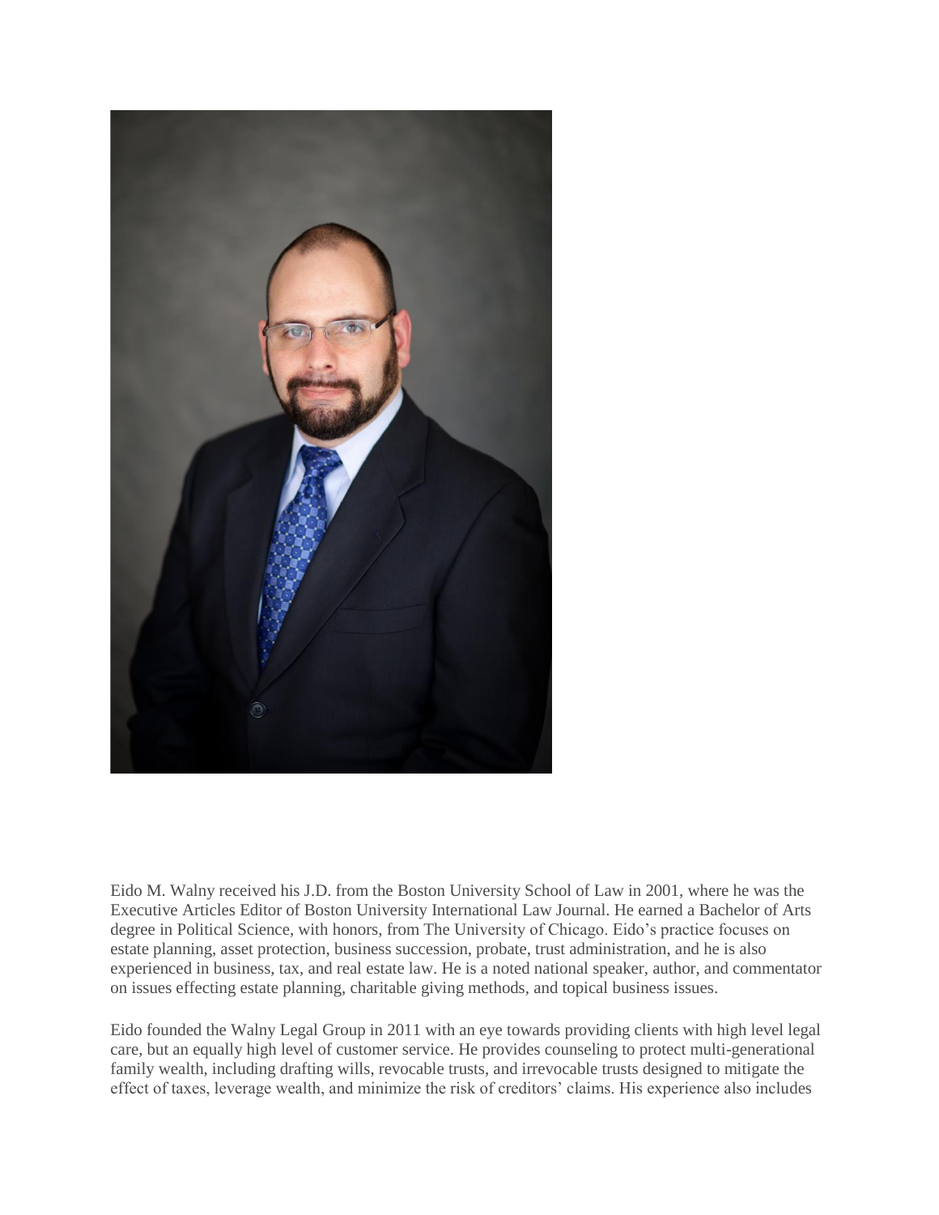Eido M. Walny received his J.D. from the Boston University School of Law in 2001, where he was the Executive Articles Editor of Boston University International Law Journal. He earned a Bachelor of Arts degree in Political Science, with honors, from The University of Chicago. Eido's practice focuses on estate planning, asset protection, business succession, probate, trust administration, and he is also experienced in business, tax, and real estate law. He is a noted national speaker, author, and commentator on issues effecting estate planning, charitable giving methods, and topical business issues.

Eido founded the Walny Legal Group in 2011 with an eye towards providing clients with high level legal care, but an equally high level of customer service. He provides counseling to protect multi-generational family wealth, including drafting wills, revocable trusts, and irrevocable trusts designed to mitigate the effect of taxes, leverage wealth, and minimize the risk of creditors' claims. His experience also includes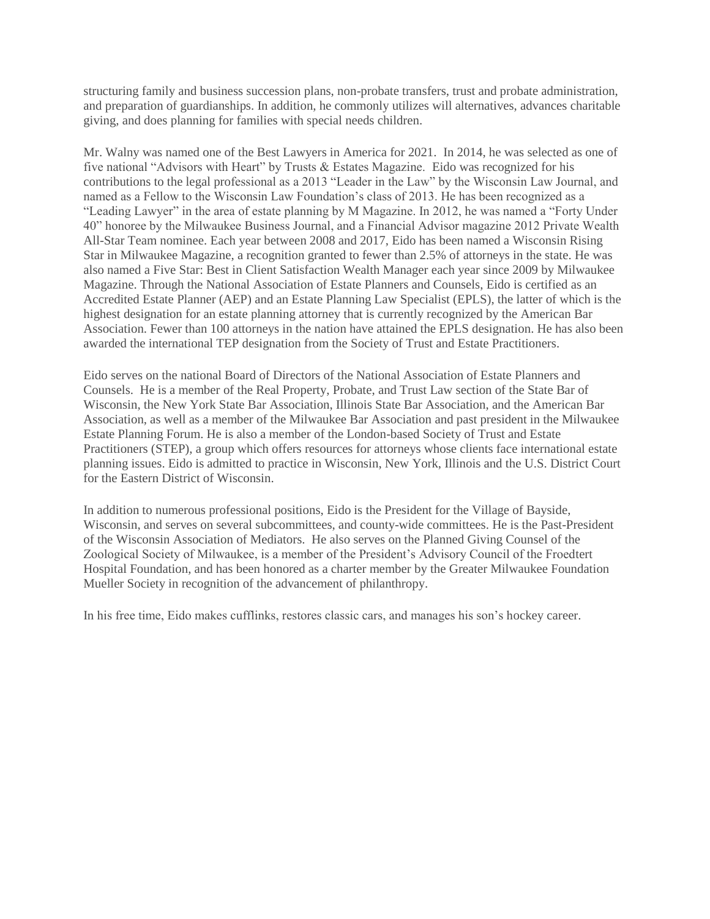structuring family and business succession plans, non-probate transfers, trust and probate administration, and preparation of guardianships. In addition, he commonly utilizes will alternatives, advances charitable giving, and does planning for families with special needs children.

Mr. Walny was named one of the Best Lawyers in America for 2021. In 2014, he was selected as one of five national "Advisors with Heart" by Trusts & Estates Magazine. Eido was recognized for his contributions to the legal professional as a 2013 "Leader in the Law" by the Wisconsin Law Journal, and named as a Fellow to the Wisconsin Law Foundation's class of 2013. He has been recognized as a "Leading Lawyer" in the area of estate planning by M Magazine. In 2012, he was named a "Forty Under 40" honoree by the Milwaukee Business Journal, and a Financial Advisor magazine 2012 Private Wealth All-Star Team nominee. Each year between 2008 and 2017, Eido has been named a Wisconsin Rising Star in Milwaukee Magazine, a recognition granted to fewer than 2.5% of attorneys in the state. He was also named a Five Star: Best in Client Satisfaction Wealth Manager each year since 2009 by Milwaukee Magazine. Through the National Association of Estate Planners and Counsels, Eido is certified as an Accredited Estate Planner (AEP) and an Estate Planning Law Specialist (EPLS), the latter of which is the highest designation for an estate planning attorney that is currently recognized by the American Bar Association. Fewer than 100 attorneys in the nation have attained the EPLS designation. He has also been awarded the international TEP designation from the Society of Trust and Estate Practitioners.

Eido serves on the national Board of Directors of the National Association of Estate Planners and Counsels. He is a member of the Real Property, Probate, and Trust Law section of the State Bar of Wisconsin, the New York State Bar Association, Illinois State Bar Association, and the American Bar Association, as well as a member of the Milwaukee Bar Association and past president in the Milwaukee Estate Planning Forum. He is also a member of the London-based Society of Trust and Estate Practitioners (STEP), a group which offers resources for attorneys whose clients face international estate planning issues. Eido is admitted to practice in Wisconsin, New York, Illinois and the U.S. District Court for the Eastern District of Wisconsin.

In addition to numerous professional positions, Eido is the President for the Village of Bayside, Wisconsin, and serves on several subcommittees, and county-wide committees. He is the Past-President of the Wisconsin Association of Mediators. He also serves on the Planned Giving Counsel of the Zoological Society of Milwaukee, is a member of the President's Advisory Council of the Froedtert Hospital Foundation, and has been honored as a charter member by the Greater Milwaukee Foundation Mueller Society in recognition of the advancement of philanthropy.

In his free time, Eido makes cufflinks, restores classic cars, and manages his son's hockey career.